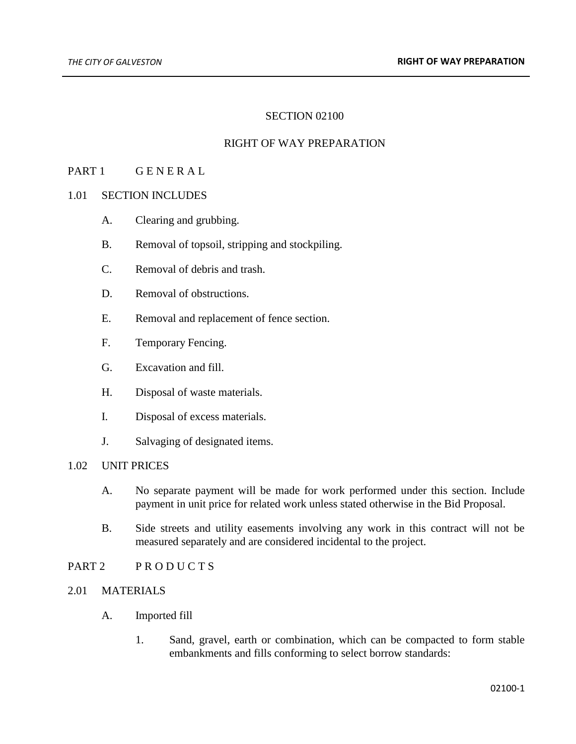# SECTION 02100

# RIGHT OF WAY PREPARATION

## PART 1 G E N E R A L

### 1.01 SECTION INCLUDES

A. Clearing and grubbing.

B. Removal of topsoil, stripping and stockpiling.

C. Removal of debris and trash.

D. Removal of obstructions.

E. Removal and replacement of fence section.

F. Temporary Fencing.

G. Excavation and fill.

H. Disposal of waste materials.

I. Disposal of excess materials.

J. Salvaging of designated items.

### 1.02 UNIT PRICES

A. No separate payment will be made for work performed under this section. Include payment in unit price for related work unless stated otherwise in the Bid Proposal.

B. Side streets and utility easements involving any work in this contract will not be measured separately and are considered incidental to the project.

## PART 2 P R O D U C T S

### 2.01 MATERIALS

A. Imported fill

1. Sand, gravel, earth or combination, which can be compacted to form stable embankments and fills conforming to select borrow standards: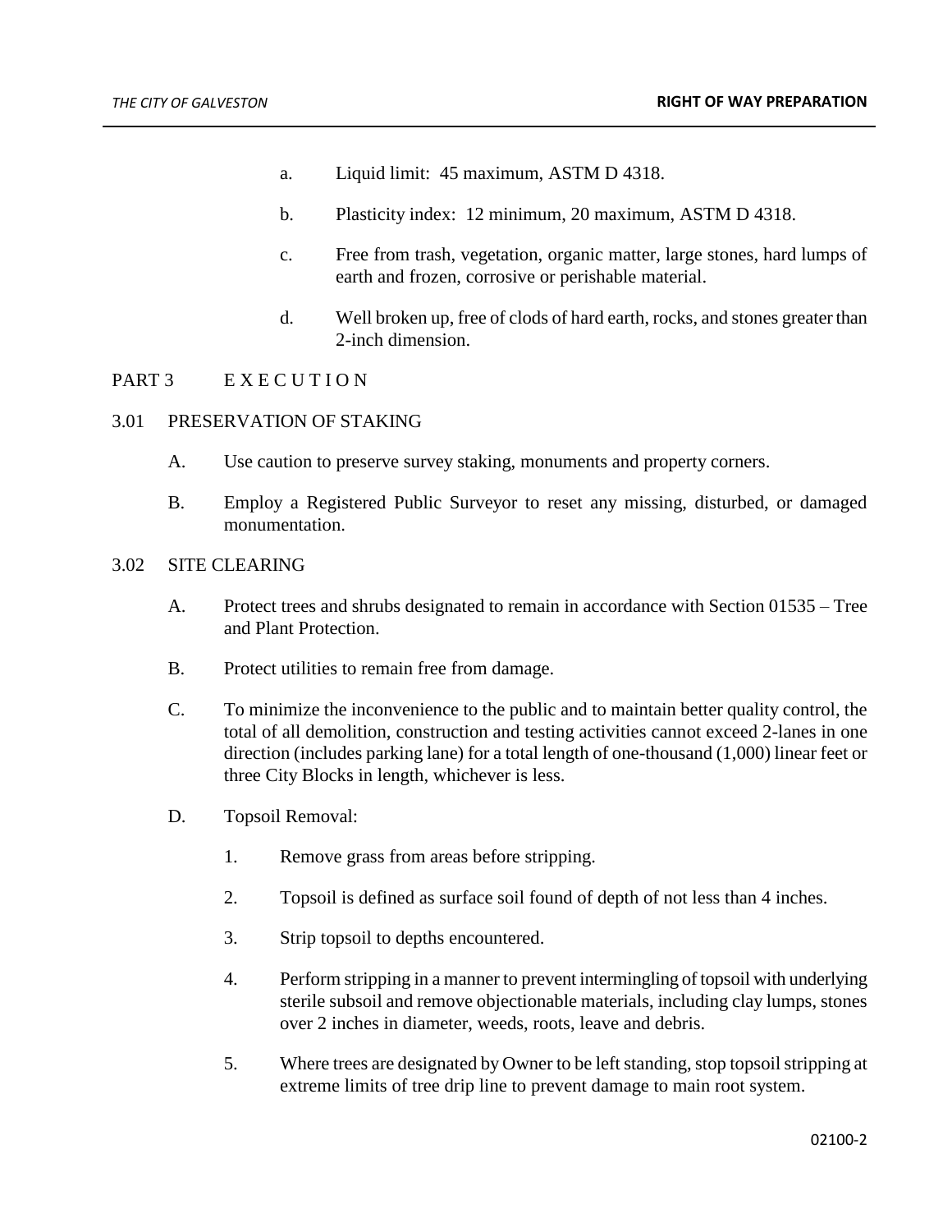a. Liquid limit: 45 maximum, ASTM D 4318.

b. Plasticity index: 12 minimum, 20 maximum, ASTM D 4318.

c. Free from trash, vegetation, organic matter, large stones, hard lumps of earth and frozen, corrosive or perishable material.

d. Well broken up, free of clods of hard earth, rocks, and stones greater than 2-inch dimension.

## PART 3 EXECUTION

### 3.01 PRESERVATION OF STAKING

A. Use caution to preserve survey staking, monuments and property corners.

B. Employ a Registered Public Surveyor to reset any missing, disturbed, or damaged monumentation.

### 3.02 SITE CLEARING

A. Protect trees and shrubs designated to remain in accordance with Section 01535 – Tree and Plant Protection.

B. Protect utilities to remain free from damage.

C. To minimize the inconvenience to the public and to maintain better quality control, the total of all demolition, construction and testing activities cannot exceed 2-lanes in one direction (includes parking lane) for a total length of one-thousand (1,000) linear feet or three City Blocks in length, whichever is less.

D. Topsoil Removal:

1. Remove grass from areas before stripping.

2. Topsoil is defined as surface soil found of depth of not less than 4 inches.

3. Strip topsoil to depths encountered.

4. Perform stripping in a manner to prevent intermingling of topsoil with underlying sterile subsoil and remove objectionable materials, including clay lumps, stones over 2 inches in diameter, weeds, roots, leave and debris.

5. Where trees are designated by Owner to be left standing, stop topsoil stripping at extreme limits of tree drip line to prevent damage to main root system.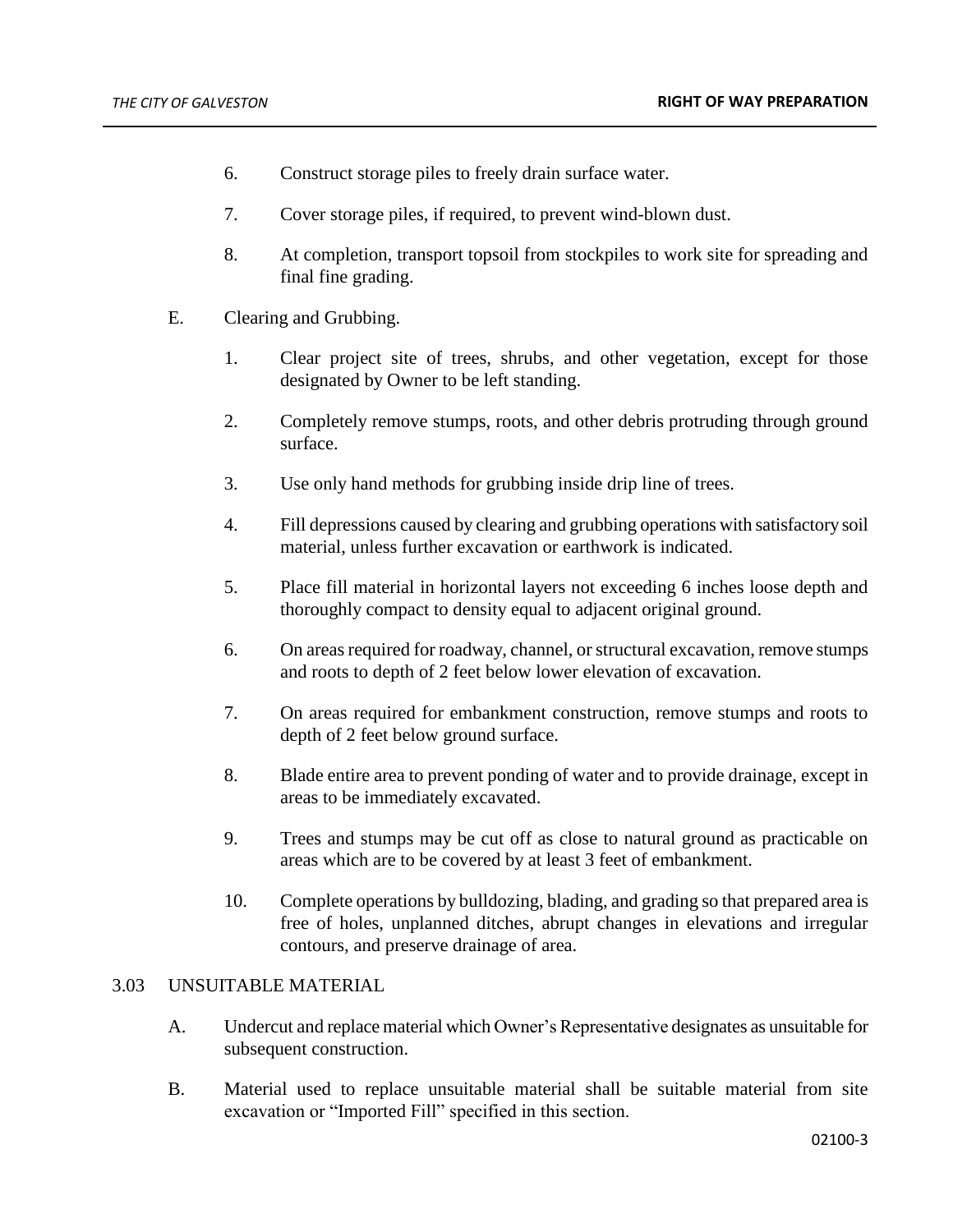6. Construct storage piles to freely drain surface water.

7. Cover storage piles, if required, to prevent wind-blown dust.

8. At completion, transport topsoil from stockpiles to work site for spreading and final fine grading.

E. Clearing and Grubbing.

1. Clear project site of trees, shrubs, and other vegetation, except for those designated by Owner to be left standing.

2. Completely remove stumps, roots, and other debris protruding through ground surface.

3. Use only hand methods for grubbing inside drip line of trees.

4. Fill depressions caused by clearing and grubbing operations with satisfactory soil material, unless further excavation or earthwork is indicated.

5. Place fill material in horizontal layers not exceeding 6 inches loose depth and thoroughly compact to density equal to adjacent original ground.

6. On areas required for roadway, channel, or structural excavation, remove stumps and roots to depth of 2 feet below lower elevation of excavation.

7. On areas required for embankment construction, remove stumps and roots to depth of 2 feet below ground surface.

8. Blade entire area to prevent ponding of water and to provide drainage, except in areas to be immediately excavated.

9. Trees and stumps may be cut off as close to natural ground as practicable on areas which are to be covered by at least 3 feet of embankment.

10. Complete operations by bulldozing, blading, and grading so that prepared area is free of holes, unplanned ditches, abrupt changes in elevations and irregular contours, and preserve drainage of area.

3.03 UNSUITABLE MATERIAL

A. Undercut and replace material which Owner's Representative designates as unsuitable for subsequent construction.

B. Material used to replace unsuitable material shall be suitable material from site excavation or "Imported Fill" specified in this section.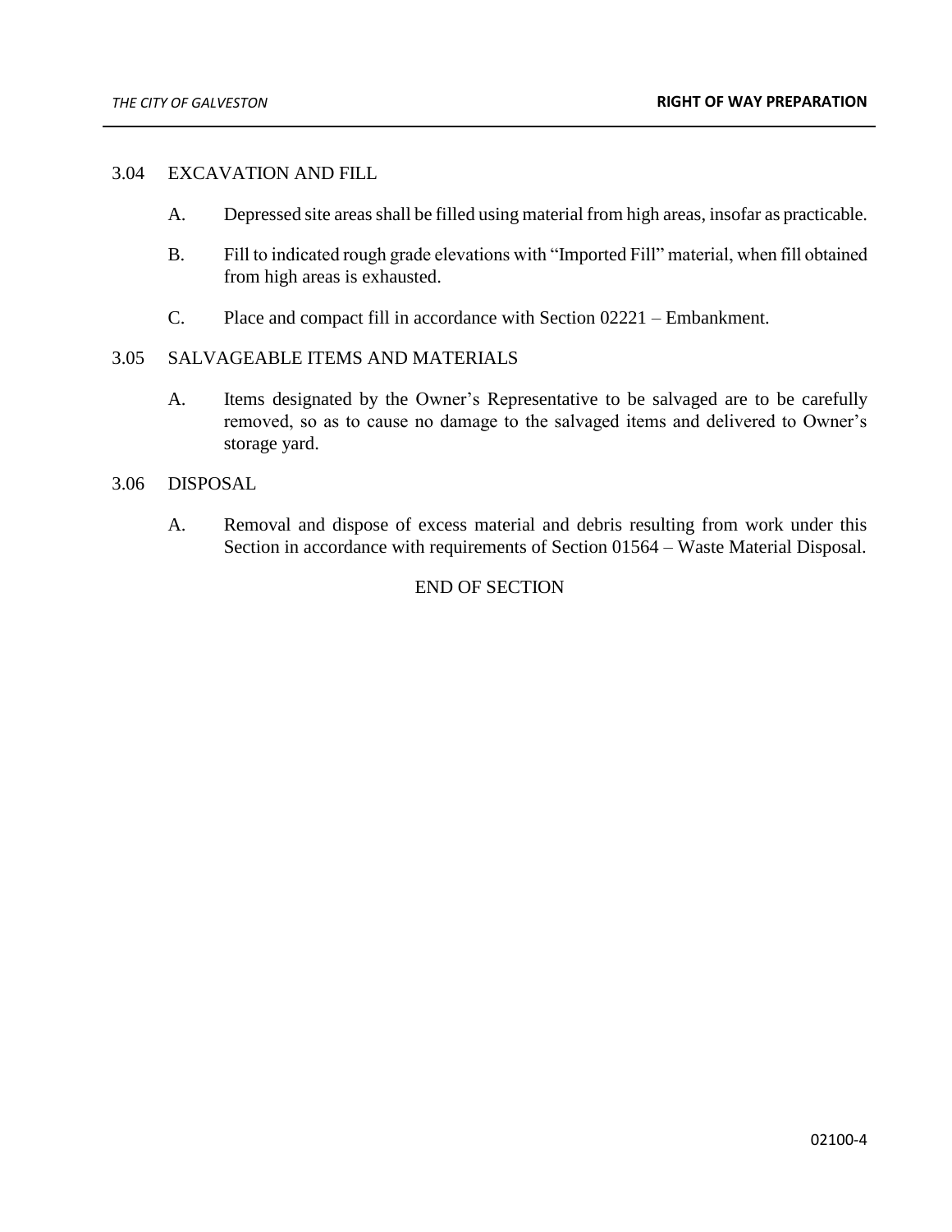## 3.04 EXCAVATION AND FILL

A. Depressed site areas shall be filled using material from high areas, insofar as practicable.

B. Fill to indicated rough grade elevations with "Imported Fill" material, when fill obtained from high areas is exhausted.

C. Place and compact fill in accordance with Section 02221 – Embankment.

## 3.05 SALVAGEABLE ITEMS AND MATERIALS

A. Items designated by the Owner's Representative to be salvaged are to be carefully removed, so as to cause no damage to the salvaged items and delivered to Owner's storage yard.

## 3.06 DISPOSAL

A. Removal and dispose of excess material and debris resulting from work under this Section in accordance with requirements of Section 01564 – Waste Material Disposal.

END OF SECTION